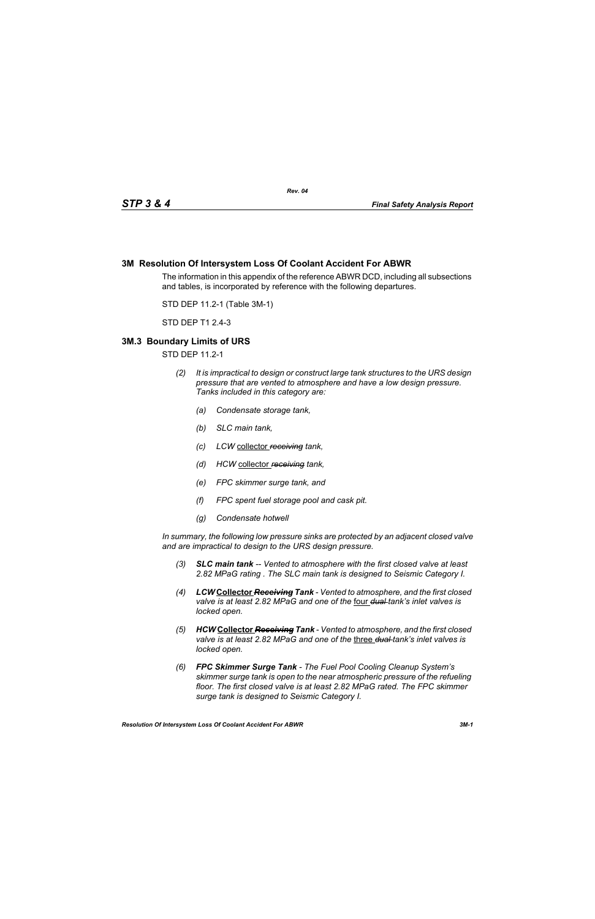## 3M Resolution Of Intersystem Loss Of Coolant Accident For ABWR

The information in this appendix of the reference ABWR DCD, including all subsections and tables, is incorporated by reference with the following departures.

STD DEP 11.2-1 (Table 3M-1)

STD DEP T1 2.4-3

### 3M.3 Boundary Limits of URS

STD DEP 11.2-1

*(2) It is impractical to design or construct large tank structures to the URS design pressure that are vented to atmosphere and have a low design pressure. Tanks included in this category are:*

*(a) Condensate storage tank,*

*(b) SLC main tank,*

*(c) LCW* <u>collector</u> ~~*receiving*~~ *tank,*

*(d) HCW* <u>collector</u> ~~*receiving*~~ *tank,*

*(e) FPC skimmer surge tank, and*

*(f) FPC spent fuel storage pool and cask pit.*

*(g) Condensate hotwell*

*In summary, the following low pressure sinks are protected by an adjacent closed valve and are impractical to design to the URS design pressure.*

*(3)* ***SLC main tank*** *-- Vented to atmosphere with the first closed valve at least 2.82 MPaG rating . The SLC main tank is designed to Seismic Category I.*

*(4)* ***LCW*** **<u>Collector</u>** ~~***Receiving***~~ ***Tank*** *- Vented to atmosphere, and the first closed valve is at least 2.82 MPaG and one of the* <u>four</u> ~~*dual*~~ *tank's inlet valves is locked open.*

*(5)* ***HCW*** **<u>Collector</u>** ~~***Receiving***~~ ***Tank*** *- Vented to atmosphere, and the first closed valve is at least 2.82 MPaG and one of the* <u>three</u> ~~*dual*~~ *tank's inlet valves is locked open.*

*(6)* ***FPC Skimmer Surge Tank*** *- The Fuel Pool Cooling Cleanup System's skimmer surge tank is open to the near atmospheric pressure of the refueling floor. The first closed valve is at least 2.82 MPaG rated. The FPC skimmer surge tank is designed to Seismic Category I.*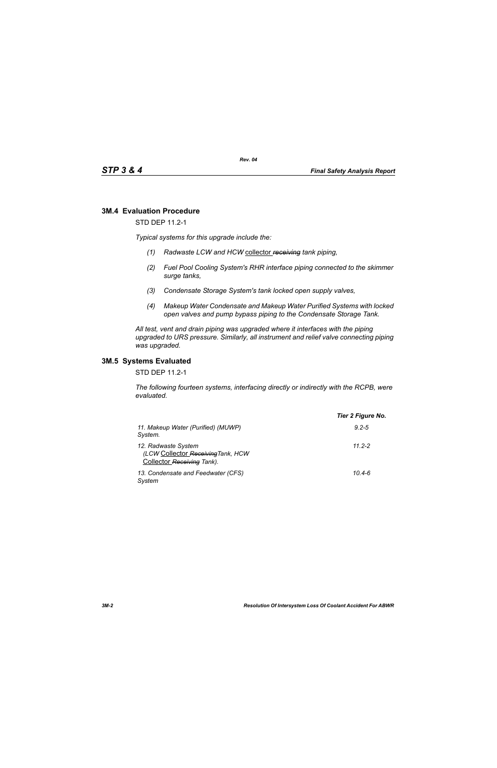## 3M.4 Evaluation Procedure

STD DEP 11.2-1

*Typical systems for this upgrade include the:*

1. *Radwaste LCW and HCW* collector ~~*receiving*~~ *tank piping,*
2. *Fuel Pool Cooling System's RHR interface piping connected to the skimmer surge tanks,*
3. *Condensate Storage System's tank locked open supply valves,*
4. *Makeup Water Condensate and Makeup Water Purified Systems with locked open valves and pump bypass piping to the Condensate Storage Tank.*

*All test, vent and drain piping was upgraded where it interfaces with the piping upgraded to URS pressure. Similarly, all instrument and relief valve connecting piping was upgraded.*

## 3M.5 Systems Evaluated

STD DEP 11.2-1

*The following fourteen systems, interfacing directly or indirectly with the RCPB, were evaluated.*

| | ***Tier 2 Figure No.*** |
|---|---|
| *11. Makeup Water (Purified) (MUWP) System.* | *9.2-5* |
| *12. Radwaste System (LCW* Collector ~~*Receiving*~~ *Tank, HCW* Collector ~~*Receiving*~~ *Tank).* | *11.2-2* |
| *13. Condensate and Feedwater (CFS) System* | *10.4-6* |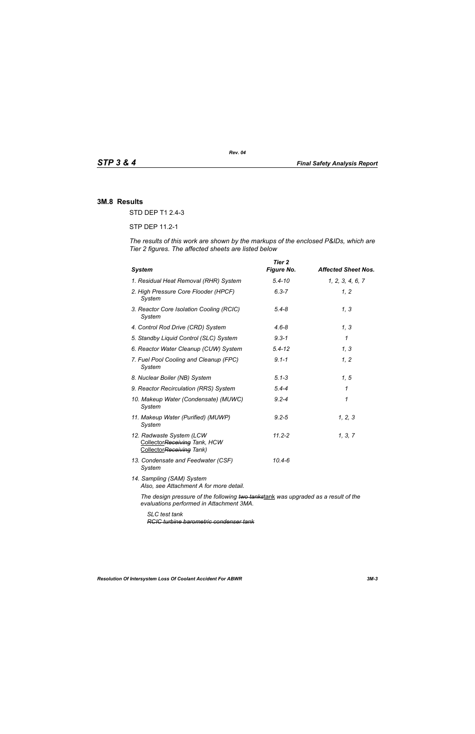## 3M.8 Results

STD DEP T1 2.4-3

STP DEP 11.2-1

*The results of this work are shown by the markups of the enclosed P&IDs, which are Tier 2 figures. The affected sheets are listed below*

| *System* | *Tier 2 Figure No.* | *Affected Sheet Nos.* |
|---|---|---|
| *1. Residual Heat Removal (RHR) System* | *5.4-10* | *1, 2, 3, 4, 6, 7* |
| *2. High Pressure Core Flooder (HPCF) System* | *6.3-7* | *1, 2* |
| *3. Reactor Core Isolation Cooling (RCIC) System* | *5.4-8* | *1, 3* |
| *4. Control Rod Drive (CRD) System* | *4.6-8* | *1, 3* |
| *5. Standby Liquid Control (SLC) System* | *9.3-1* | *1* |
| *6. Reactor Water Cleanup (CUW) System* | *5.4-12* | *1, 3* |
| *7. Fuel Pool Cooling and Cleanup (FPC) System* | *9.1-1* | *1, 2* |
| *8. Nuclear Boiler (NB) System* | *5.1-3* | *1, 5* |
| *9. Reactor Recirculation (RRS) System* | *5.4-4* | *1* |
| *10. Makeup Water (Condensate) (MUWC) System* | *9.2-4* | *1* |
| *11. Makeup Water (Purified) (MUWP) System* | *9.2-5* | *1, 2, 3* |
| *12. Radwaste System (LCW Collector~~Receiving~~ Tank, HCW Collector~~Receiving~~ Tank)* | *11.2-2* | *1, 3, 7* |
| *13. Condensate and Feedwater (CSF) System* | *10.4-6* | |

*14. Sampling (SAM) System*
*Also, see Attachment A for more detail.*

*The design pressure of the following ~~two tanks~~tank was upgraded as a result of the evaluations performed in Attachment 3MA.*

*SLC test tank*
~~*RCIC turbine barometric condenser tank*~~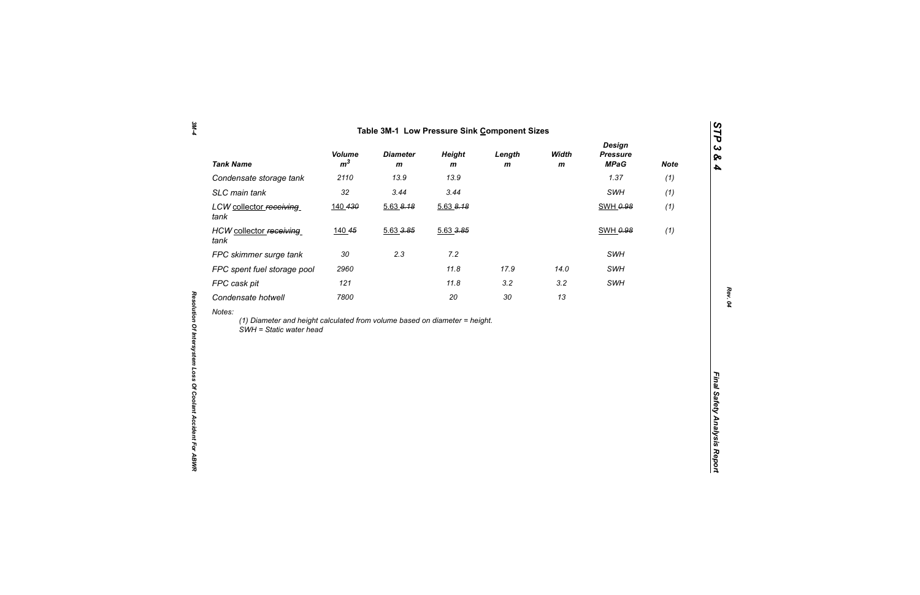## Table 3M-1 Low Pressure Sink Component Sizes

| *Tank Name* | *Volume* $m^3$ | *Diameter m* | *Height m* | *Length m* | *Width m* | *Design Pressure MPaG* | *Note* |
|---|---|---|---|---|---|---|---|
| *Condensate storage tank* | *2110* | *13.9* | *13.9* | | | *1.37* | *(1)* |
| *SLC main tank* | *32* | *3.44* | *3.44* | | | *SWH* | *(1)* |
| *LCW* collector ~~*receiving*~~ *tank* | 140 ~~*430*~~ | 5.63 ~~*8.18*~~ | 5.63 ~~*8.18*~~ | | | SWH ~~*0.98*~~ | *(1)* |
| *HCW* collector ~~*receiving*~~ *tank* | 140 ~~*45*~~ | 5.63 ~~*3.85*~~ | 5.63 ~~*3.85*~~ | | | SWH ~~*0.98*~~ | *(1)* |
| *FPC skimmer surge tank* | *30* | *2.3* | *7.2* | | | *SWH* | |
| *FPC spent fuel storage pool* | *2960* | | *11.8* | *17.9* | *14.0* | *SWH* | |
| *FPC cask pit* | *121* | | *11.8* | *3.2* | *3.2* | *SWH* | |
| *Condensate hotwell* | *7800* | | *20* | *30* | *13* | | |

*Notes:*

*(1) Diameter and height calculated from volume based on diameter = height.*

*SWH = Static water head*